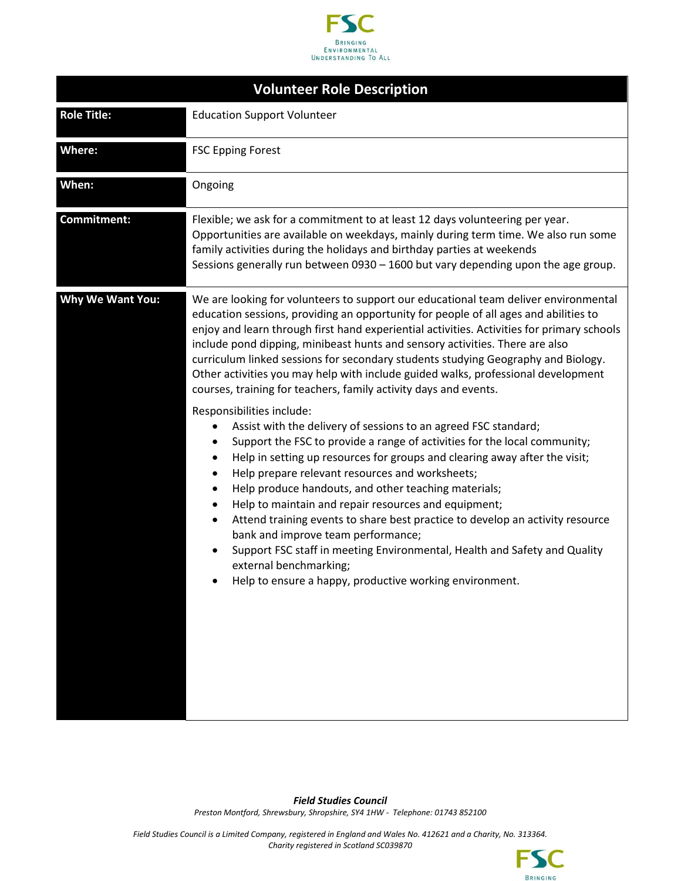FSC
Bringing Environmental Understanding To All

# Volunteer Role Description

| | |
|---|---|
| **Role Title:** | Education Support Volunteer |
| **Where:** | FSC Epping Forest |
| **When:** | Ongoing |
| **Commitment:** | Flexible; we ask for a commitment to at least 12 days volunteering per year. Opportunities are available on weekdays, mainly during term time. We also run some family activities during the holidays and birthday parties at weekends<br>Sessions generally run between 0930 – 1600 but vary depending upon the age group. |
| **Why We Want You:** | We are looking for volunteers to support our educational team deliver environmental education sessions, providing an opportunity for people of all ages and abilities to enjoy and learn through first hand experiential activities. Activities for primary schools include pond dipping, minibeast hunts and sensory activities. There are also curriculum linked sessions for secondary students studying Geography and Biology. Other activities you may help with include guided walks, professional development courses, training for teachers, family activity days and events.<br><br>Responsibilities include:<br>• Assist with the delivery of sessions to an agreed FSC standard;<br>• Support the FSC to provide a range of activities for the local community;<br>• Help in setting up resources for groups and clearing away after the visit;<br>• Help prepare relevant resources and worksheets;<br>• Help produce handouts, and other teaching materials;<br>• Help to maintain and repair resources and equipment;<br>• Attend training events to share best practice to develop an activity resource bank and improve team performance;<br>• Support FSC staff in meeting Environmental, Health and Safety and Quality external benchmarking;<br>• Help to ensure a happy, productive working environment. |

***Field Studies Council***
*Preston Montford, Shrewsbury, Shropshire, SY4 1HW - Telephone: 01743 852100*

*Field Studies Council is a Limited Company, registered in England and Wales No. 412621 and a Charity, No. 313364.*
*Charity registered in Scotland SC039870*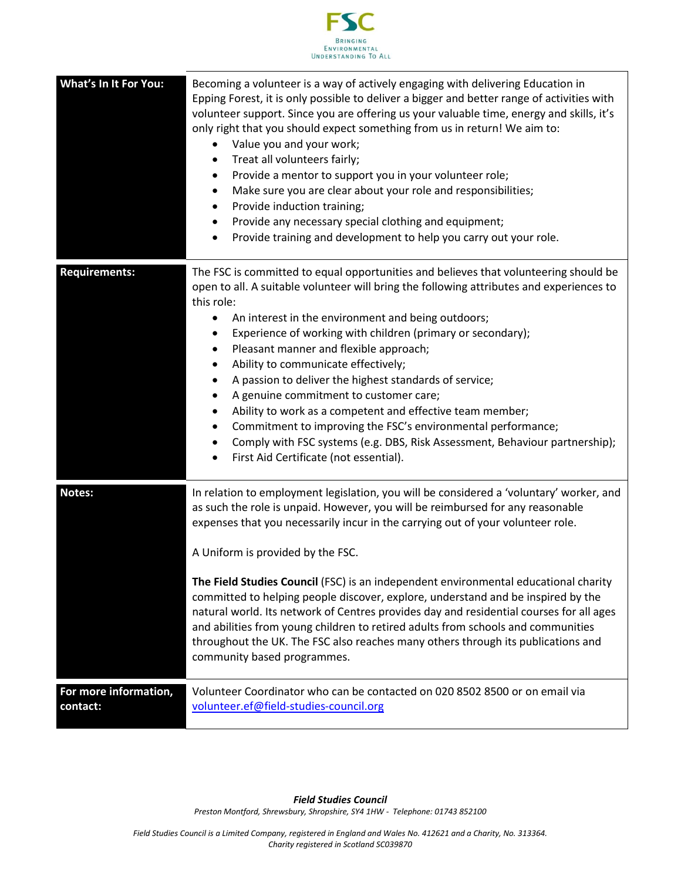FSC
BRINGING ENVIRONMENTAL UNDERSTANDING TO ALL

| | |
|---|---|
| **What's In It For You:** | Becoming a volunteer is a way of actively engaging with delivering Education in Epping Forest, it is only possible to deliver a bigger and better range of activities with volunteer support. Since you are offering us your valuable time, energy and skills, it's only right that you should expect something from us in return! We aim to:<br>• Value you and your work;<br>• Treat all volunteers fairly;<br>• Provide a mentor to support you in your volunteer role;<br>• Make sure you are clear about your role and responsibilities;<br>• Provide induction training;<br>• Provide any necessary special clothing and equipment;<br>• Provide training and development to help you carry out your role. |
| **Requirements:** | The FSC is committed to equal opportunities and believes that volunteering should be open to all. A suitable volunteer will bring the following attributes and experiences to this role:<br>• An interest in the environment and being outdoors;<br>• Experience of working with children (primary or secondary);<br>• Pleasant manner and flexible approach;<br>• Ability to communicate effectively;<br>• A passion to deliver the highest standards of service;<br>• A genuine commitment to customer care;<br>• Ability to work as a competent and effective team member;<br>• Commitment to improving the FSC's environmental performance;<br>• Comply with FSC systems (e.g. DBS, Risk Assessment, Behaviour partnership);<br>• First Aid Certificate (not essential). |
| **Notes:** | In relation to employment legislation, you will be considered a 'voluntary' worker, and as such the role is unpaid. However, you will be reimbursed for any reasonable expenses that you necessarily incur in the carrying out of your volunteer role.<br><br>A Uniform is provided by the FSC.<br><br>**The Field Studies Council** (FSC) is an independent environmental educational charity committed to helping people discover, explore, understand and be inspired by the natural world. Its network of Centres provides day and residential courses for all ages and abilities from young children to retired adults from schools and communities throughout the UK. The FSC also reaches many others through its publications and community based programmes. |
| **For more information, contact:** | Volunteer Coordinator who can be contacted on 020 8502 8500 or on email via volunteer.ef@field-studies-council.org |

***Field Studies Council***
*Preston Montford, Shrewsbury, Shropshire, SY4 1HW - Telephone: 01743 852100*

*Field Studies Council is a Limited Company, registered in England and Wales No. 412621 and a Charity, No. 313364.*
*Charity registered in Scotland SC039870*